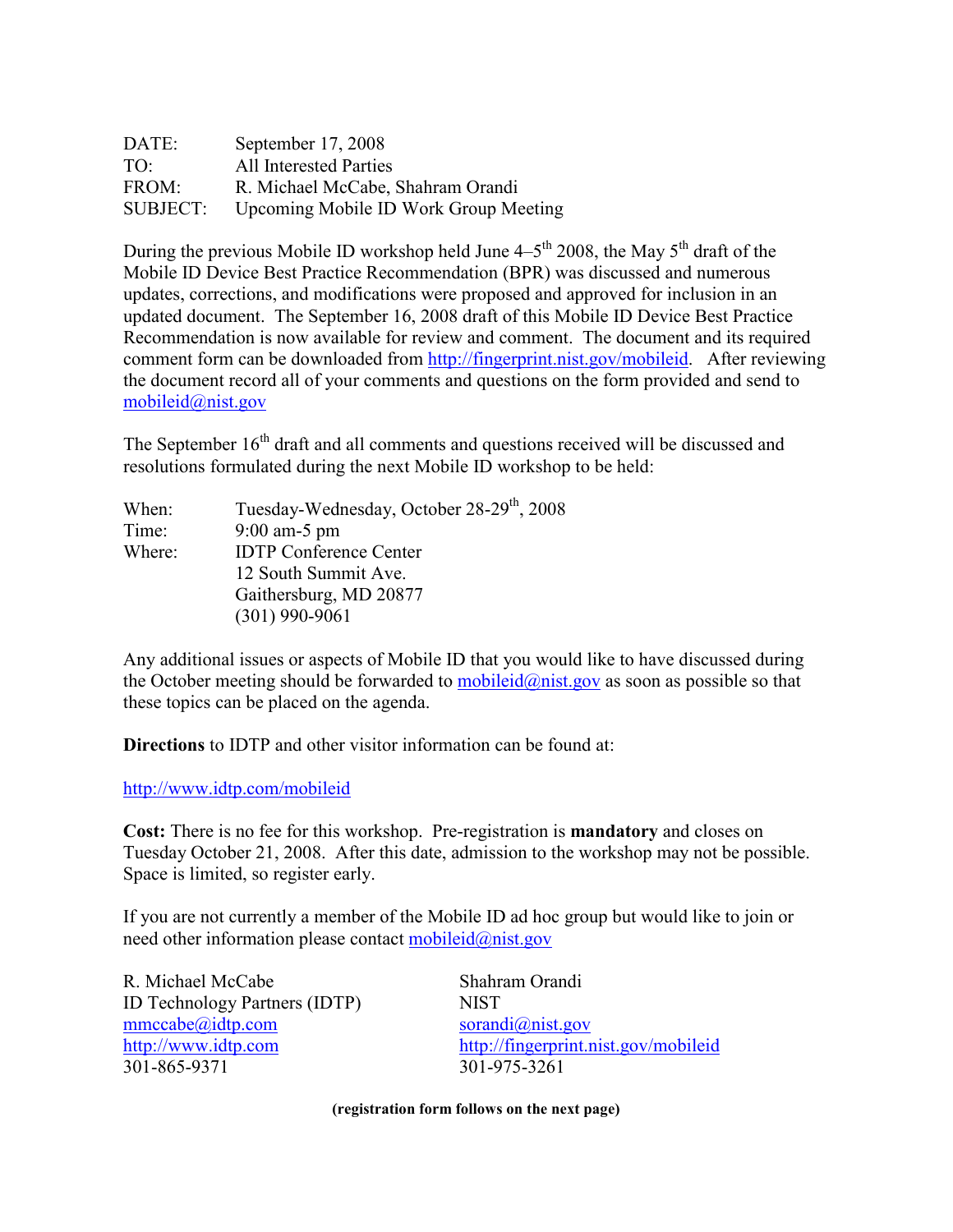DATE: September 17, 2008
TO: All Interested Parties
FROM: R. Michael McCabe, Shahram Orandi
SUBJECT: Upcoming Mobile ID Work Group Meeting

During the previous Mobile ID workshop held June 4–5th 2008, the May 5th draft of the Mobile ID Device Best Practice Recommendation (BPR) was discussed and numerous updates, corrections, and modifications were proposed and approved for inclusion in an updated document. The September 16, 2008 draft of this Mobile ID Device Best Practice Recommendation is now available for review and comment. The document and its required comment form can be downloaded from http://fingerprint.nist.gov/mobileid. After reviewing the document record all of your comments and questions on the form provided and send to mobileid@nist.gov

The September 16th draft and all comments and questions received will be discussed and resolutions formulated during the next Mobile ID workshop to be held:

When: Tuesday-Wednesday, October 28-29th, 2008
Time: 9:00 am-5 pm
Where: IDTP Conference Center
12 South Summit Ave.
Gaithersburg, MD 20877
(301) 990-9061

Any additional issues or aspects of Mobile ID that you would like to have discussed during the October meeting should be forwarded to mobileid@nist.gov as soon as possible so that these topics can be placed on the agenda.

**Directions** to IDTP and other visitor information can be found at:

http://www.idtp.com/mobileid

**Cost:** There is no fee for this workshop. Pre-registration is **mandatory** and closes on Tuesday October 21, 2008. After this date, admission to the workshop may not be possible. Space is limited, so register early.

If you are not currently a member of the Mobile ID ad hoc group but would like to join or need other information please contact mobileid@nist.gov

R. Michael McCabe
ID Technology Partners (IDTP)
mmccabe@idtp.com
http://www.idtp.com
301-865-9371

Shahram Orandi
NIST
sorandi@nist.gov
http://fingerprint.nist.gov/mobileid
301-975-3261

**(registration form follows on the next page)**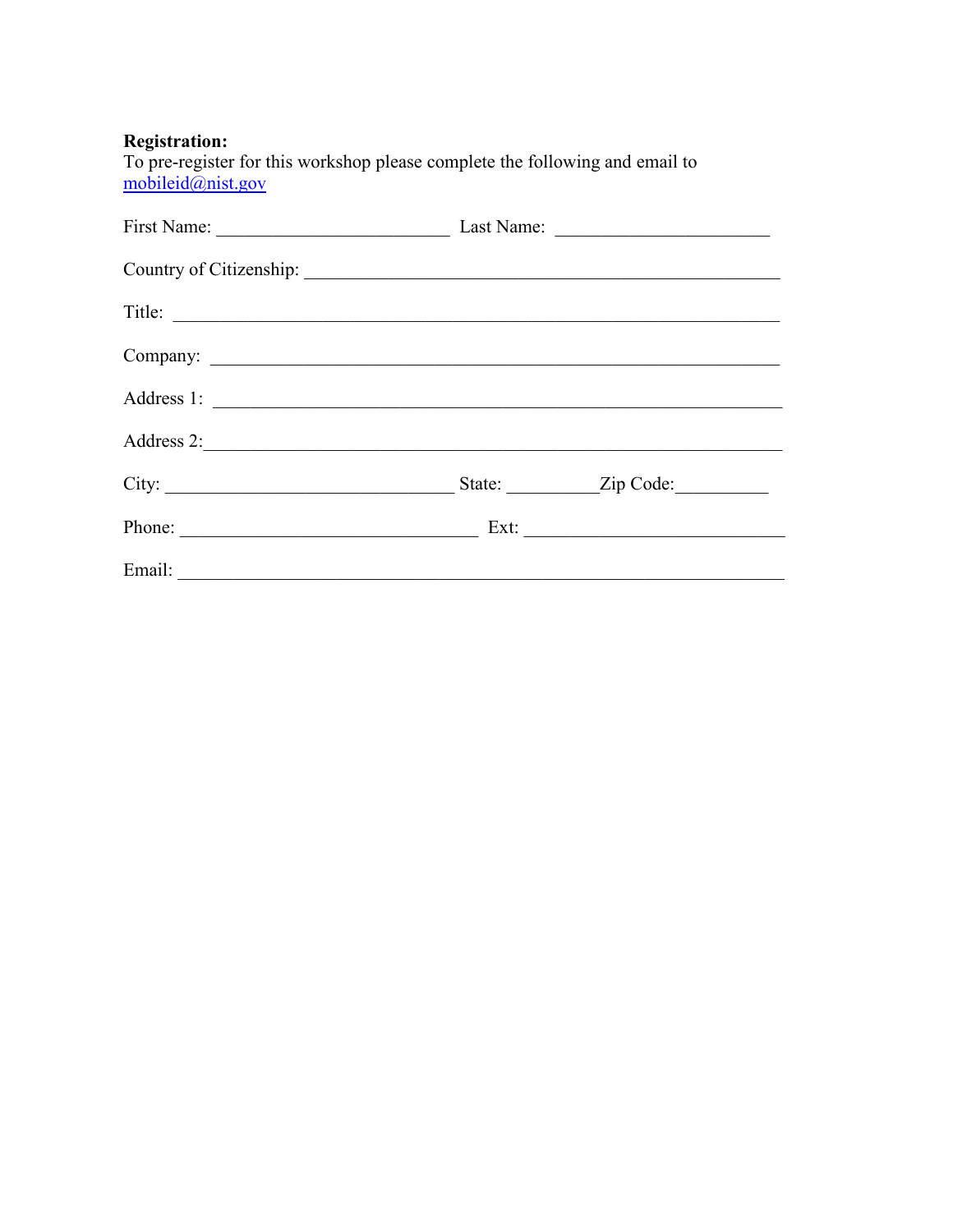**Registration:**
To pre-register for this workshop please complete the following and email to [mobileid@nist.gov](mailto:mobileid@nist.gov)

First Name: _________________________ Last Name: _______________________

Country of Citizenship: ___________________________________________________

Title: ______________________________________________________________

Company: ___________________________________________________________

Address 1: __________________________________________________________

Address 2:___________________________________________________________

City: _______________________________ State: __________Zip Code:__________

Phone: ________________________________ Ext: ____________________________

Email: _______________________________________________________________